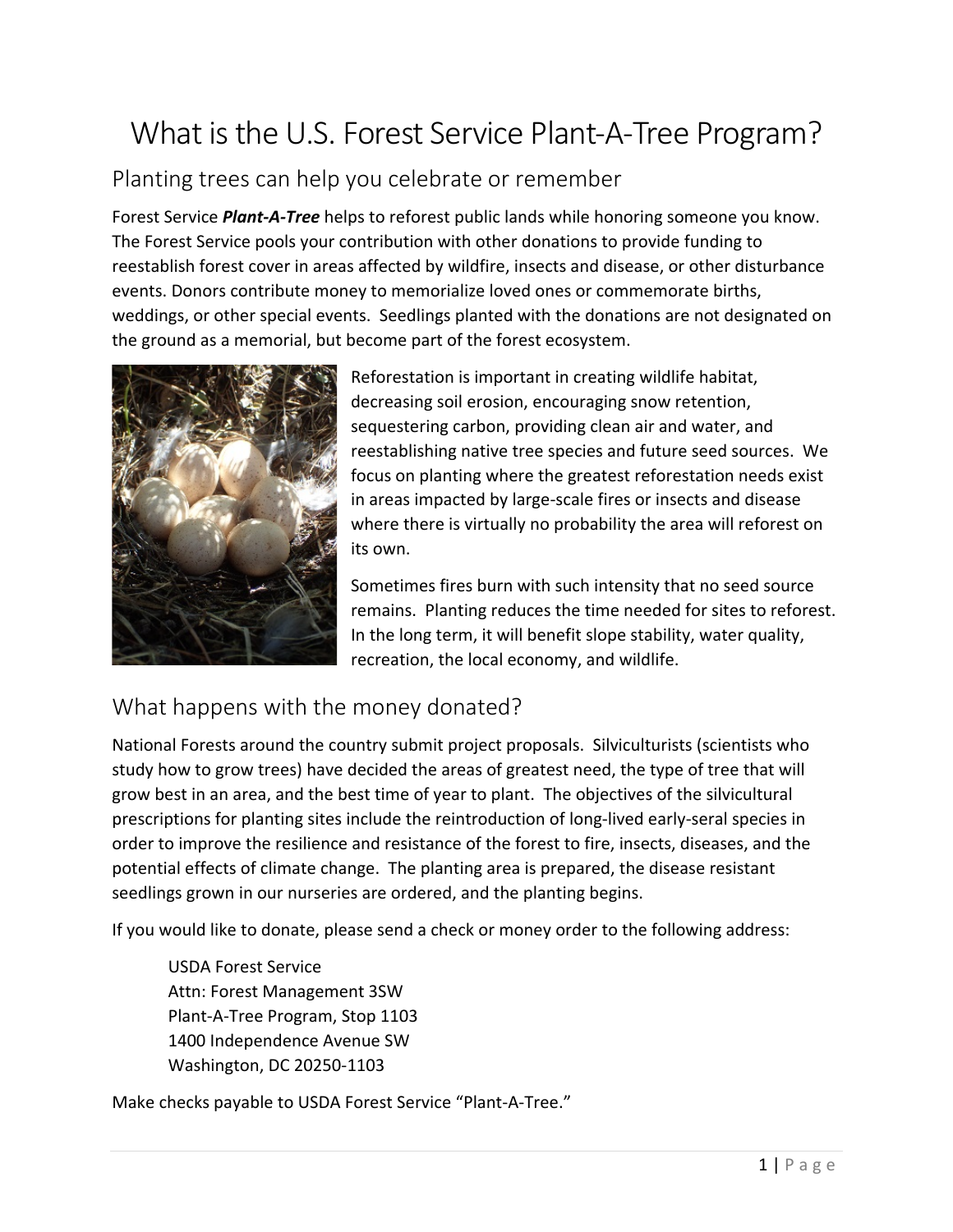# What is the U.S. Forest Service Plant-A-Tree Program?

## Planting trees can help you celebrate or remember

Forest Service ***Plant-A-Tree*** helps to reforest public lands while honoring someone you know. The Forest Service pools your contribution with other donations to provide funding to reestablish forest cover in areas affected by wildfire, insects and disease, or other disturbance events. Donors contribute money to memorialize loved ones or commemorate births, weddings, or other special events. Seedlings planted with the donations are not designated on the ground as a memorial, but become part of the forest ecosystem.

Reforestation is important in creating wildlife habitat, decreasing soil erosion, encouraging snow retention, sequestering carbon, providing clean air and water, and reestablishing native tree species and future seed sources. We focus on planting where the greatest reforestation needs exist in areas impacted by large-scale fires or insects and disease where there is virtually no probability the area will reforest on its own.

Sometimes fires burn with such intensity that no seed source remains. Planting reduces the time needed for sites to reforest. In the long term, it will benefit slope stability, water quality, recreation, the local economy, and wildlife.

## What happens with the money donated?

National Forests around the country submit project proposals. Silviculturists (scientists who study how to grow trees) have decided the areas of greatest need, the type of tree that will grow best in an area, and the best time of year to plant. The objectives of the silvicultural prescriptions for planting sites include the reintroduction of long-lived early-seral species in order to improve the resilience and resistance of the forest to fire, insects, diseases, and the potential effects of climate change. The planting area is prepared, the disease resistant seedlings grown in our nurseries are ordered, and the planting begins.

If you would like to donate, please send a check or money order to the following address:

USDA Forest Service  
Attn: Forest Management 3SW  
Plant-A-Tree Program, Stop 1103  
1400 Independence Avenue SW  
Washington, DC 20250-1103

Make checks payable to USDA Forest Service "Plant-A-Tree."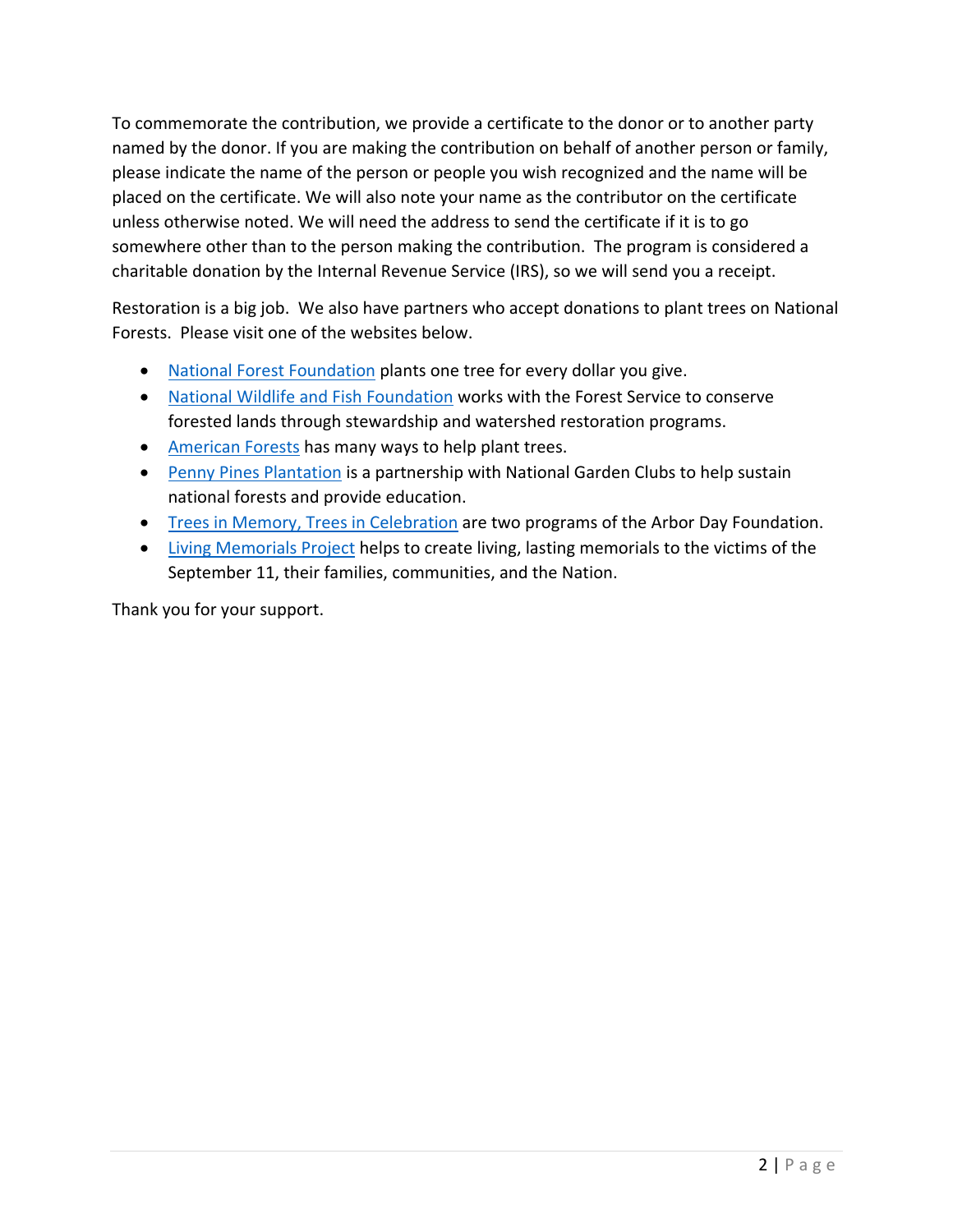To commemorate the contribution, we provide a certificate to the donor or to another party named by the donor. If you are making the contribution on behalf of another person or family, please indicate the name of the person or people you wish recognized and the name will be placed on the certificate. We will also note your name as the contributor on the certificate unless otherwise noted. We will need the address to send the certificate if it is to go somewhere other than to the person making the contribution. The program is considered a charitable donation by the Internal Revenue Service (IRS), so we will send you a receipt.

Restoration is a big job. We also have partners who accept donations to plant trees on National Forests. Please visit one of the websites below.

- National Forest Foundation plants one tree for every dollar you give.
- National Wildlife and Fish Foundation works with the Forest Service to conserve forested lands through stewardship and watershed restoration programs.
- American Forests has many ways to help plant trees.
- Penny Pines Plantation is a partnership with National Garden Clubs to help sustain national forests and provide education.
- Trees in Memory, Trees in Celebration are two programs of the Arbor Day Foundation.
- Living Memorials Project helps to create living, lasting memorials to the victims of the September 11, their families, communities, and the Nation.

Thank you for your support.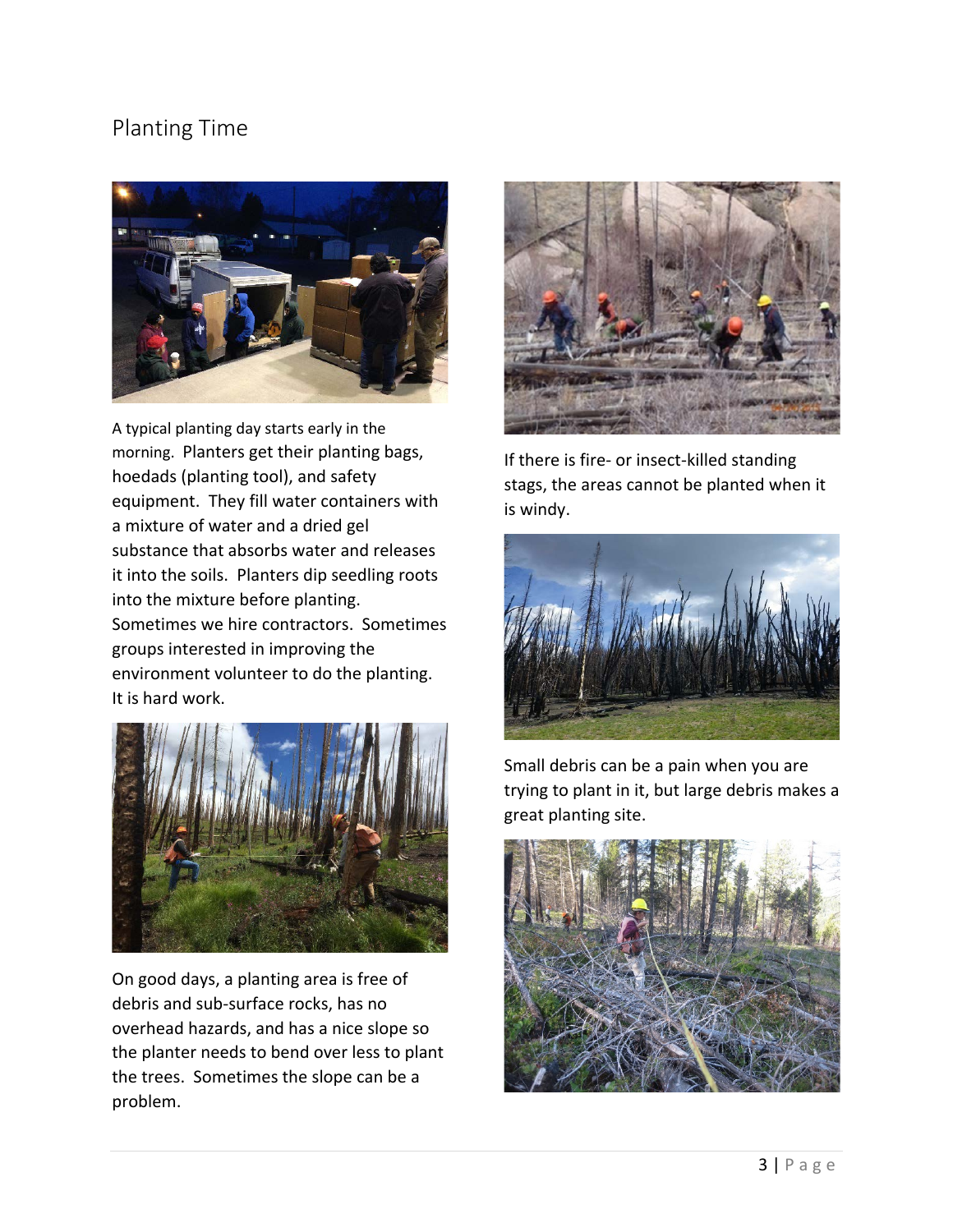## Planting Time

A typical planting day starts early in the morning. Planters get their planting bags, hoedads (planting tool), and safety equipment. They fill water containers with a mixture of water and a dried gel substance that absorbs water and releases it into the soils. Planters dip seedling roots into the mixture before planting. Sometimes we hire contractors. Sometimes groups interested in improving the environment volunteer to do the planting. It is hard work.

On good days, a planting area is free of debris and sub-surface rocks, has no overhead hazards, and has a nice slope so the planter needs to bend over less to plant the trees. Sometimes the slope can be a problem.

If there is fire- or insect-killed standing stags, the areas cannot be planted when it is windy.

Small debris can be a pain when you are trying to plant in it, but large debris makes a great planting site.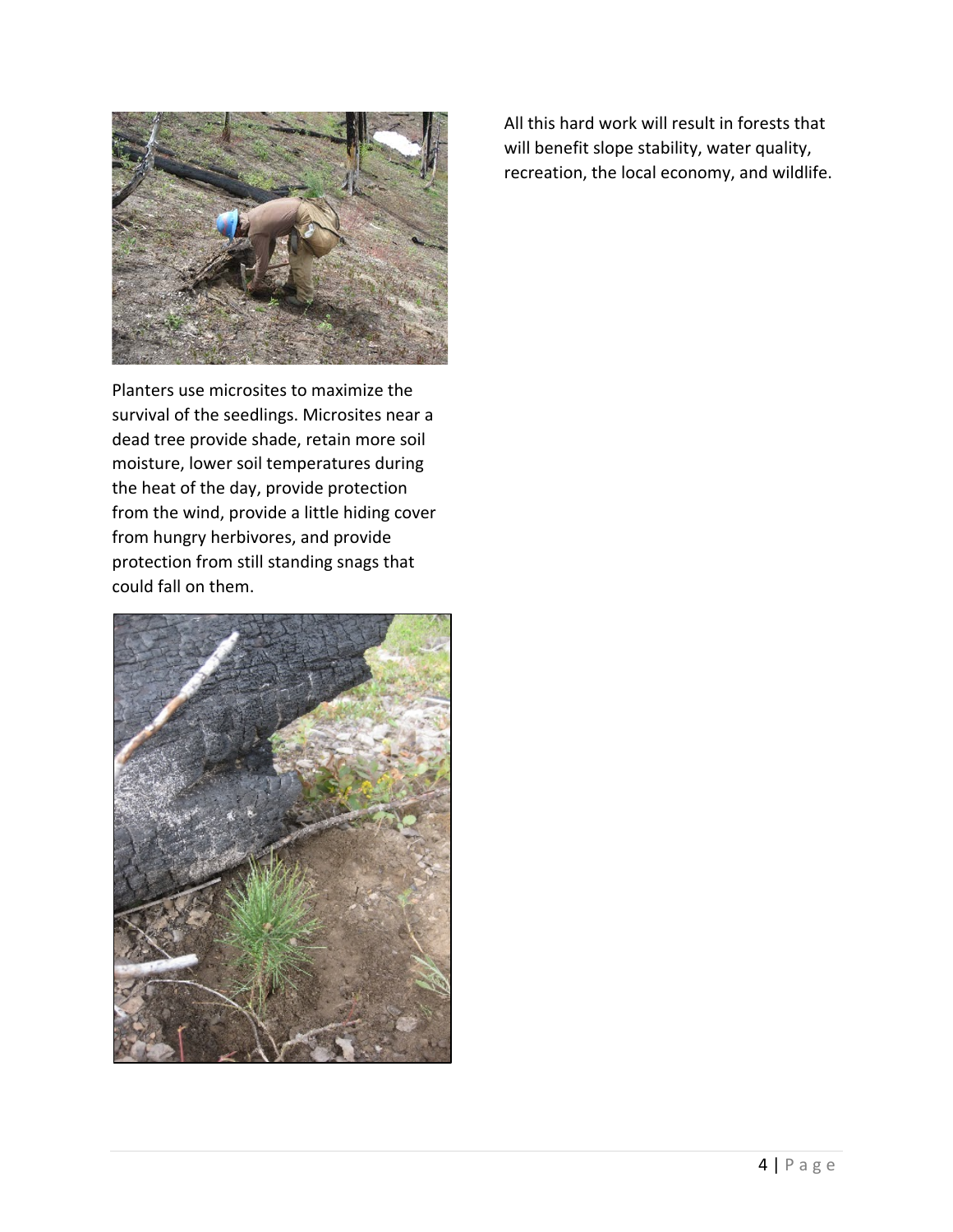Planters use microsites to maximize the survival of the seedlings. Microsites near a dead tree provide shade, retain more soil moisture, lower soil temperatures during the heat of the day, provide protection from the wind, provide a little hiding cover from hungry herbivores, and provide protection from still standing snags that could fall on them.

All this hard work will result in forests that will benefit slope stability, water quality, recreation, the local economy, and wildlife.